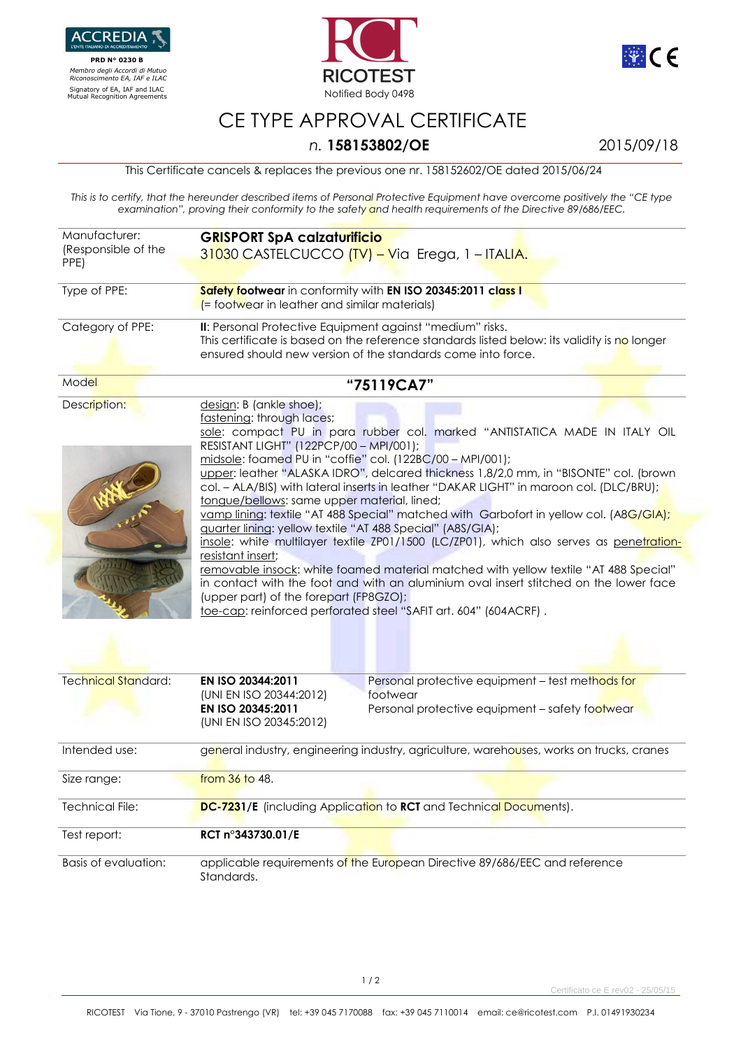ACCREDIA
L'ENTE ITALIANO DI ACCREDITAMENTO

**PRD N° 0230 B**

*Membro degli Accordi di Mutuo Riconoscimento EA, IAF e ILAC*

Signatory of EA, IAF and ILAC Mutual Recognition Agreements

RICOTEST
Notified Body 0498

# CE TYPE APPROVAL CERTIFICATE

*n.* **158153802/OE** 2015/09/18

This Certificate cancels & replaces the previous one nr. 158152602/OE dated 2015/06/24

*This is to certify, that the hereunder described items of Personal Protective Equipment have overcome positively the "CE type examination", proving their conformity to the safety and health requirements of the Directive 89/686/EEC.*

| | |
|---|---|
| Manufacturer: (Responsible of the PPE) | **GRISPORT SpA calzaturificio** 31030 CASTELCUCCO (TV) – Via Erega, 1 – ITALIA. |
| Type of PPE: | **Safety footwear** in conformity with **EN ISO 20345:2011 class I** (= footwear in leather and similar materials) |
| Category of PPE: | **II**: Personal Protective Equipment against "medium" risks. This certificate is based on the reference standards listed below: its validity is no longer ensured should new version of the standards come into force. |
| Model | **"75119CA7"** |
| Description: | design: B (ankle shoe); fastening: through laces; sole: compact PU in para rubber col. marked "ANTISTATICA MADE IN ITALY OIL RESISTANT LIGHT" (122PCP/00 – MPI/001); midsole: foamed PU in "coffie" col. (122BC/00 – MPI/001); upper: leather "ALASKA IDRO", delcared thickness 1,8/2,0 mm, in "BISONTE" col. (brown col. – ALA/BIS) with lateral inserts in leather "DAKAR LIGHT" in maroon col. (DLC/BRU); tongue/bellows: same upper material, lined; vamp lining: textile "AT 488 Special" matched with Garbofort in yellow col. (A8G/GIA); quarter lining: yellow textile "AT 488 Special" (A8S/GIA); insole: white multilayer textile ZP01/1500 (LC/ZP01), which also serves as penetration-resistant insert; removable insock: white foamed material matched with yellow textile "AT 488 Special" in contact with the foot and with an aluminium oval insert stitched on the lower face (upper part) of the forepart (FP8GZO); toe-cap: reinforced perforated steel "SAFIT art. 604" (604ACRF). |
| Technical Standard: | **EN ISO 20344:2011** (UNI EN ISO 20344:2012) – Personal protective equipment – test methods for footwear<br>**EN ISO 20345:2011** (UNI EN ISO 20345:2012) – Personal protective equipment – safety footwear |
| Intended use: | general industry, engineering industry, agriculture, warehouses, works on trucks, cranes |
| Size range: | from 36 to 48. |
| Technical File: | **DC-7231/E** (including Application to **RCT** and Technical Documents). |
| Test report: | **RCT n°343730.01/E** |
| Basis of evaluation: | applicable requirements of the European Directive 89/686/EEC and reference Standards. |

Certificato ce E rev02 - 25/05/15

RICOTEST Via Tione, 9 - 37010 Pastrengo (VR) tel: +39 045 7170088 fax: +39 045 7110014 email: ce@ricotest.com P.I. 01491930234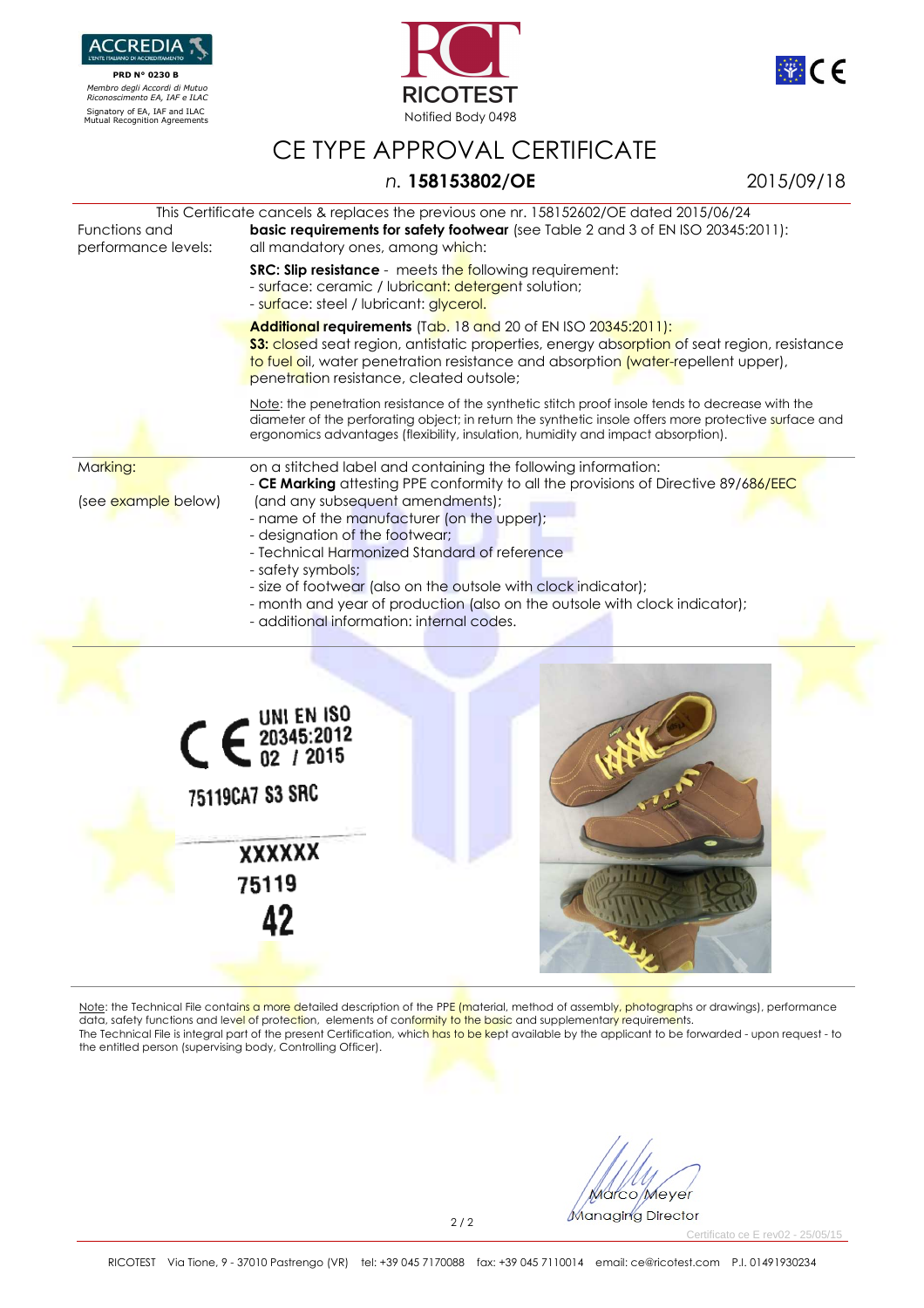ACCREDIA
L'ENTE ITALIANO DI ACCREDITAMENTO
PRD N° 0230 B
*Membro degli Accordi di Mutuo Riconoscimento EA, IAF e ILAC*
Signatory of EA, IAF and ILAC Mutual Recognition Agreements

RICOTEST
Notified Body 0498

# CE TYPE APPROVAL CERTIFICATE

*n.* **158153802/OE** 2015/09/18

This Certificate cancels & replaces the previous one nr. 158152602/OE dated 2015/06/24

| | |
|---|---|
| Functions and performance levels: | **basic requirements for safety footwear** (see Table 2 and 3 of EN ISO 20345:2011): all mandatory ones, among which: |
| | **SRC: Slip resistance** - meets the following requirement:<br>- surface: ceramic / lubricant: detergent solution;<br>- surface: steel / lubricant: glycerol. |
| | **Additional requirements** (Tab. 18 and 20 of EN ISO 20345:2011):<br>**S3:** closed seat region, antistatic properties, energy absorption of seat region, resistance to fuel oil, water penetration resistance and absorption (water-repellent upper), penetration resistance, cleated outsole; |
| | Note: the penetration resistance of the synthetic stitch proof insole tends to decrease with the diameter of the perforating object; in return the synthetic insole offers more protective surface and ergonomics advantages (flexibility, insulation, humidity and impact absorption). |
| Marking:<br><br>(see example below) | on a stitched label and containing the following information:<br>- **CE Marking** attesting PPE conformity to all the provisions of Directive 89/686/EEC (and any subsequent amendments);<br>- name of the manufacturer (on the upper);<br>- designation of the footwear;<br>- Technical Harmonized Standard of reference<br>- safety symbols;<br>- size of footwear (also on the outsole with clock indicator);<br>- month and year of production (also on the outsole with clock indicator);<br>- additional information: internal codes. |

CE UNI EN ISO 20345:2012
02 / 2015
75119CA7 S3 SRC
XXXXXX
75119
42

Note: the Technical File contains a more detailed description of the PPE (material, method of assembly, photographs or drawings), performance data, safety functions and level of protection, elements of conformity to the basic and supplementary requirements.
The Technical File is integral part of the present Certification, which has to be kept available by the applicant to be forwarded - upon request - to the entitled person (supervising body, Controlling Officer).

Marco Meyer
Managing Director

Certificato ce E rev02 - 25/05/15

RICOTEST Via Tione, 9 - 37010 Pastrengo (VR) tel: +39 045 7170088 fax: +39 045 7110014 email: ce@ricotest.com P.I. 01491930234